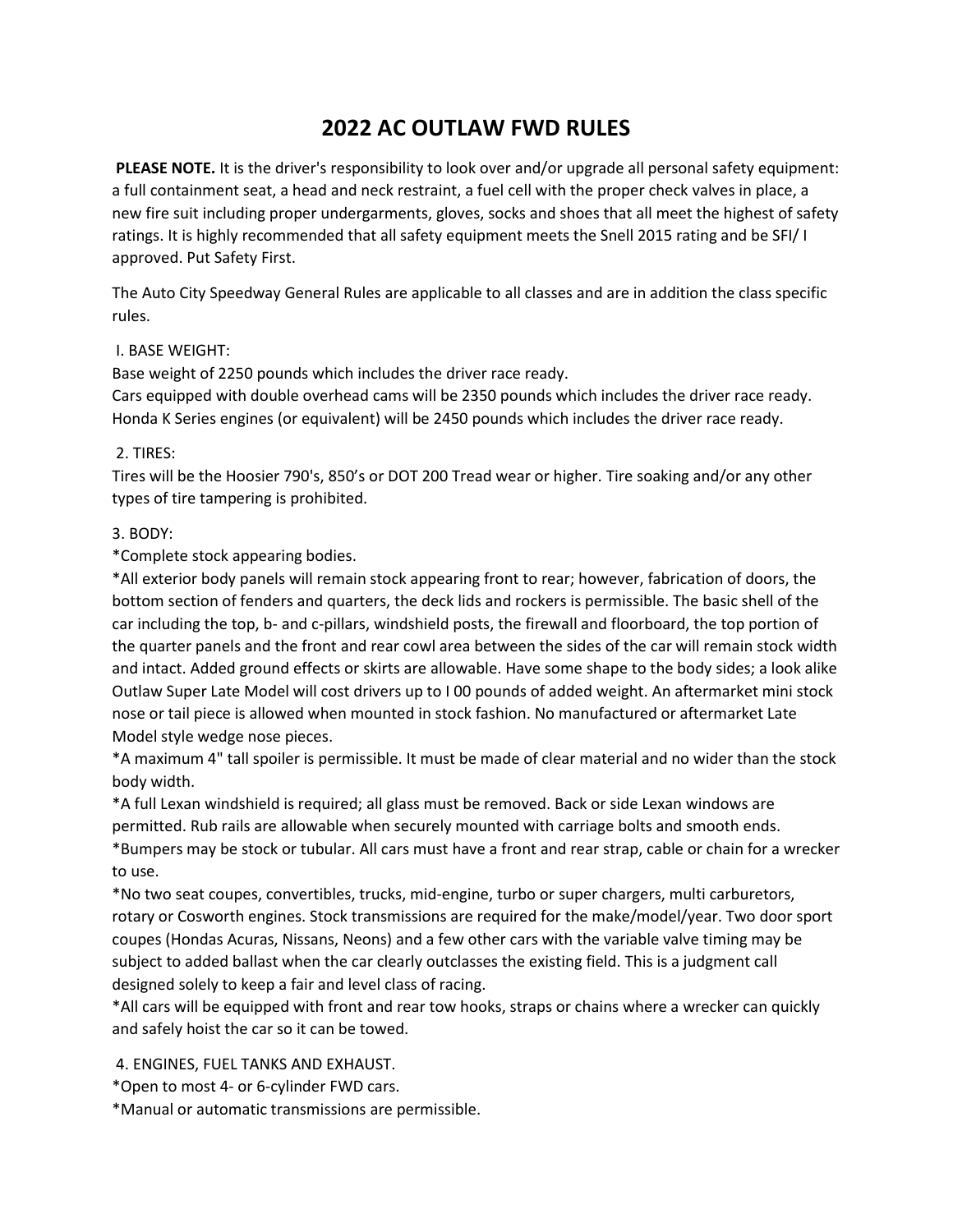# 2022 AC OUTLAW FWD RULES

**PLEASE NOTE.** It is the driver's responsibility to look over and/or upgrade all personal safety equipment: a full containment seat, a head and neck restraint, a fuel cell with the proper check valves in place, a new fire suit including proper undergarments, gloves, socks and shoes that all meet the highest of safety ratings. It is highly recommended that all safety equipment meets the Snell 2015 rating and be SFI/ I approved. Put Safety First.

The Auto City Speedway General Rules are applicable to all classes and are in addition the class specific rules.

I. BASE WEIGHT:
Base weight of 2250 pounds which includes the driver race ready.
Cars equipped with double overhead cams will be 2350 pounds which includes the driver race ready.
Honda K Series engines (or equivalent) will be 2450 pounds which includes the driver race ready.

2. TIRES:
Tires will be the Hoosier 790's, 850's or DOT 200 Tread wear or higher. Tire soaking and/or any other types of tire tampering is prohibited.

3. BODY:
*Complete stock appearing bodies.
*All exterior body panels will remain stock appearing front to rear; however, fabrication of doors, the bottom section of fenders and quarters, the deck lids and rockers is permissible. The basic shell of the car including the top, b- and c-pillars, windshield posts, the firewall and floorboard, the top portion of the quarter panels and the front and rear cowl area between the sides of the car will remain stock width and intact. Added ground effects or skirts are allowable. Have some shape to the body sides; a look alike Outlaw Super Late Model will cost drivers up to I 00 pounds of added weight. An aftermarket mini stock nose or tail piece is allowed when mounted in stock fashion. No manufactured or aftermarket Late Model style wedge nose pieces.
*A maximum 4" tall spoiler is permissible. It must be made of clear material and no wider than the stock body width.
*A full Lexan windshield is required; all glass must be removed. Back or side Lexan windows are permitted. Rub rails are allowable when securely mounted with carriage bolts and smooth ends.
*Bumpers may be stock or tubular. All cars must have a front and rear strap, cable or chain for a wrecker to use.
*No two seat coupes, convertibles, trucks, mid-engine, turbo or super chargers, multi carburetors, rotary or Cosworth engines. Stock transmissions are required for the make/model/year. Two door sport coupes (Hondas Acuras, Nissans, Neons) and a few other cars with the variable valve timing may be subject to added ballast when the car clearly outclasses the existing field. This is a judgment call designed solely to keep a fair and level class of racing.
*All cars will be equipped with front and rear tow hooks, straps or chains where a wrecker can quickly and safely hoist the car so it can be towed.

4. ENGINES, FUEL TANKS AND EXHAUST.
*Open to most 4- or 6-cylinder FWD cars.
*Manual or automatic transmissions are permissible.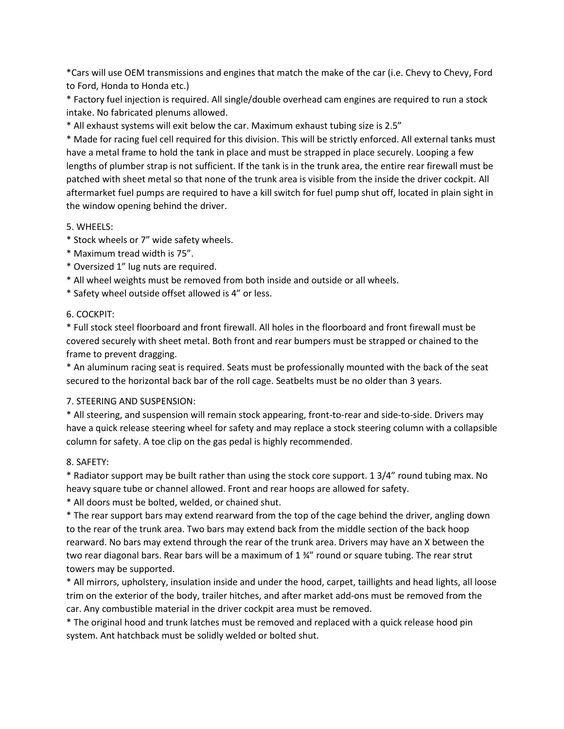*Cars will use OEM transmissions and engines that match the make of the car (i.e. Chevy to Chevy, Ford to Ford, Honda to Honda etc.)

* Factory fuel injection is required. All single/double overhead cam engines are required to run a stock intake. No fabricated plenums allowed.

* All exhaust systems will exit below the car. Maximum exhaust tubing size is 2.5”

* Made for racing fuel cell required for this division. This will be strictly enforced. All external tanks must have a metal frame to hold the tank in place and must be strapped in place securely. Looping a few lengths of plumber strap is not sufficient. If the tank is in the trunk area, the entire rear firewall must be patched with sheet metal so that none of the trunk area is visible from the inside the driver cockpit. All aftermarket fuel pumps are required to have a kill switch for fuel pump shut off, located in plain sight in the window opening behind the driver.

5. WHEELS:

* Stock wheels or 7” wide safety wheels.
* Maximum tread width is 75”.
* Oversized 1” lug nuts are required.
* All wheel weights must be removed from both inside and outside or all wheels.
* Safety wheel outside offset allowed is 4” or less.

6. COCKPIT:

* Full stock steel floorboard and front firewall. All holes in the floorboard and front firewall must be covered securely with sheet metal. Both front and rear bumpers must be strapped or chained to the frame to prevent dragging.
* An aluminum racing seat is required. Seats must be professionally mounted with the back of the seat secured to the horizontal back bar of the roll cage. Seatbelts must be no older than 3 years.

7. STEERING AND SUSPENSION:

* All steering, and suspension will remain stock appearing, front-to-rear and side-to-side. Drivers may have a quick release steering wheel for safety and may replace a stock steering column with a collapsible column for safety. A toe clip on the gas pedal is highly recommended.

8. SAFETY:

* Radiator support may be built rather than using the stock core support. 1 3/4” round tubing max. No heavy square tube or channel allowed. Front and rear hoops are allowed for safety.
* All doors must be bolted, welded, or chained shut.
* The rear support bars may extend rearward from the top of the cage behind the driver, angling down to the rear of the trunk area. Two bars may extend back from the middle section of the back hoop rearward. No bars may extend through the rear of the trunk area. Drivers may have an X between the two rear diagonal bars. Rear bars will be a maximum of 1 ¾” round or square tubing. The rear strut towers may be supported.
* All mirrors, upholstery, insulation inside and under the hood, carpet, taillights and head lights, all loose trim on the exterior of the body, trailer hitches, and after market add-ons must be removed from the car. Any combustible material in the driver cockpit area must be removed.
* The original hood and trunk latches must be removed and replaced with a quick release hood pin system. Ant hatchback must be solidly welded or bolted shut.